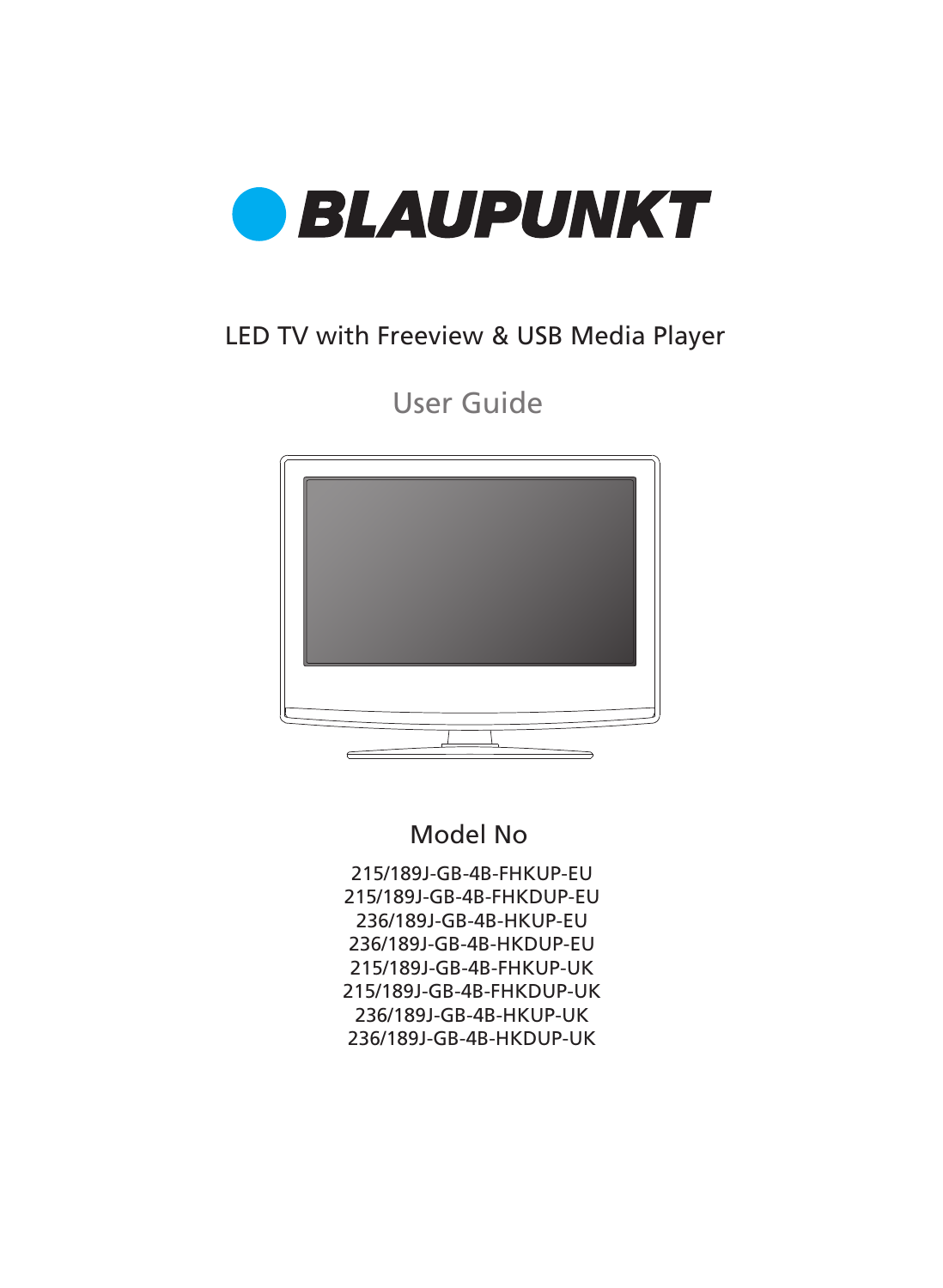# BLAUPUNKT

## LED TV with Freeview & USB Media Player

## User Guide

### Model No

215/189J-GB-4B-FHKUP-EU
215/189J-GB-4B-FHKDUP-EU
236/189J-GB-4B-HKUP-EU
236/189J-GB-4B-HKDUP-EU
215/189J-GB-4B-FHKUP-UK
215/189J-GB-4B-FHKDUP-UK
236/189J-GB-4B-HKUP-UK
236/189J-GB-4B-HKDUP-UK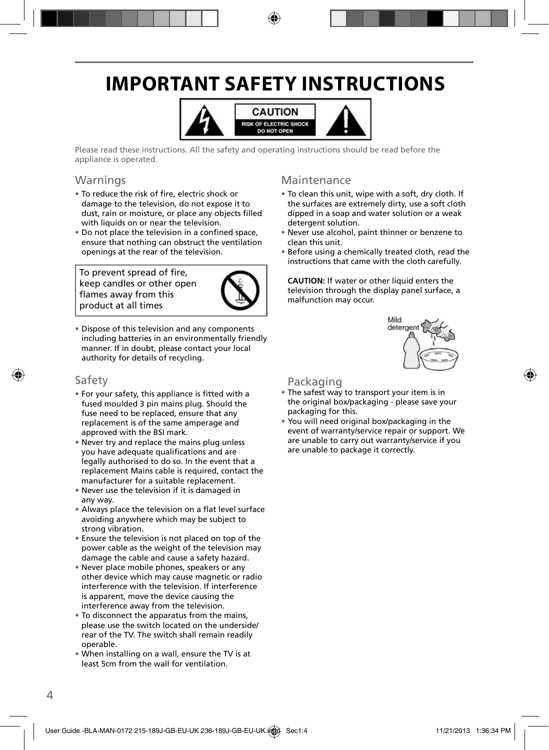# IMPORTANT SAFETY INSTRUCTIONS

**CAUTION**
RISK OF ELECTRIC SHOCK
DO NOT OPEN

Please read these instructions. All the safety and operating instructions should be read before the appliance is operated.

## Warnings

- To reduce the risk of fire, electric shock or damage to the television, do not expose it to dust, rain or moisture, or place any objects filled with liquids on or near the television.
- Do not place the television in a confined space, ensure that nothing can obstruct the ventilation openings at the rear of the television.

To prevent spread of fire, keep candles or other open flames away from this product at all times

- Dispose of this television and any components including batteries in an environmentally friendly manner. If in doubt, please contact your local authority for details of recycling.

## Safety

- For your safety, this appliance is fitted with a fused moulded 3 pin mains plug. Should the fuse need to be replaced, ensure that any replacement is of the same amperage and approved with the BSI mark.
- Never try and replace the mains plug unless you have adequate qualifications and are legally authorised to do so. In the event that a replacement Mains cable is required, contact the manufacturer for a suitable replacement.
- Never use the television if it is damaged in any way.
- Always place the television on a flat level surface avoiding anywhere which may be subject to strong vibration.
- Ensure the television is not placed on top of the power cable as the weight of the television may damage the cable and cause a safety hazard.
- Never place mobile phones, speakers or any other device which may cause magnetic or radio interference with the television. If interference is apparent, move the device causing the interference away from the television.
- To disconnect the apparatus from the mains, please use the switch located on the underside/ rear of the TV. The switch shall remain readily operable.
- When installing on a wall, ensure the TV is at least 5cm from the wall for ventilation.

## Maintenance

- To clean this unit, wipe with a soft, dry cloth. If the surfaces are extremely dirty, use a soft cloth dipped in a soap and water solution or a weak detergent solution.
- Never use alcohol, paint thinner or benzene to clean this unit.
- Before using a chemically treated cloth, read the instructions that came with the cloth carefully.

**CAUTION:** If water or other liquid enters the television through the display panel surface, a malfunction may occur.

Mild detergent

## Packaging

- The safest way to transport your item is in the original box/packaging - please save your packaging for this.
- You will need original box/packaging in the event of warranty/service repair or support. We are unable to carry out warranty/service if you are unable to package it correctly.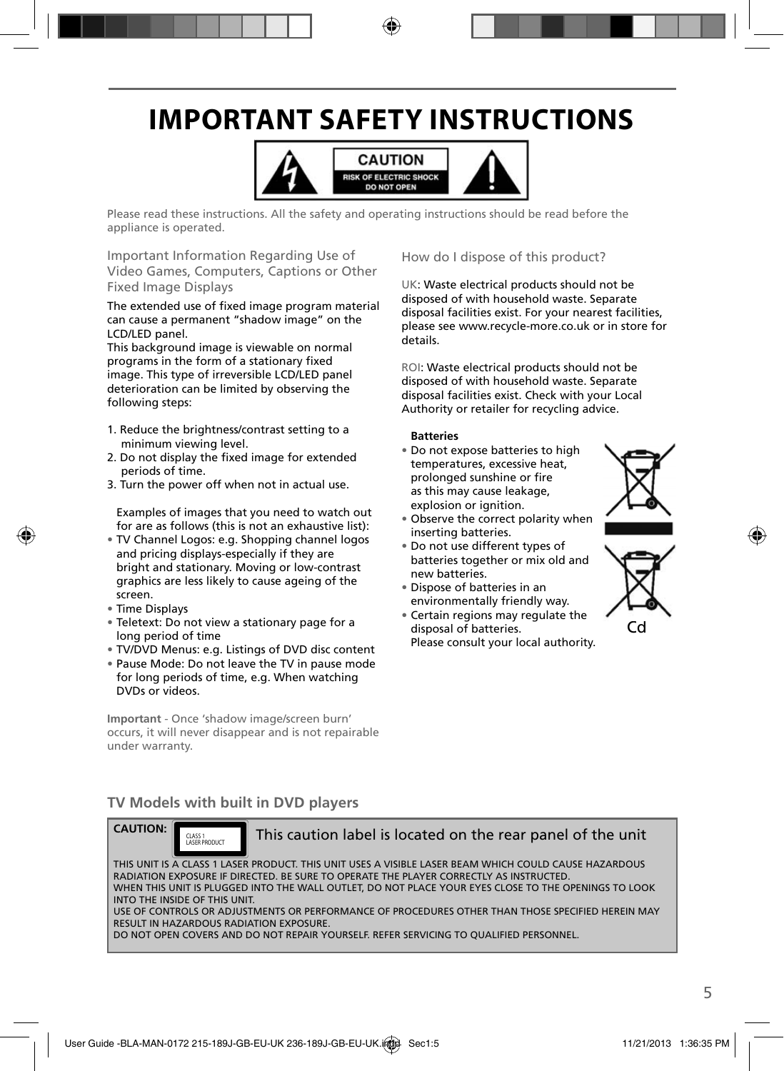# IMPORTANT SAFETY INSTRUCTIONS

CAUTION
RISK OF ELECTRIC SHOCK
DO NOT OPEN

Please read these instructions. All the safety and operating instructions should be read before the appliance is operated.

### Important Information Regarding Use of Video Games, Computers, Captions or Other Fixed Image Displays

The extended use of fixed image program material can cause a permanent "shadow image" on the LCD/LED panel.
This background image is viewable on normal programs in the form of a stationary fixed image. This type of irreversible LCD/LED panel deterioration can be limited by observing the following steps:

1. Reduce the brightness/contrast setting to a minimum viewing level.
2. Do not display the fixed image for extended periods of time.
3. Turn the power off when not in actual use.

Examples of images that you need to watch out for are as follows (this is not an exhaustive list):

- TV Channel Logos: e.g. Shopping channel logos and pricing displays-especially if they are bright and stationary. Moving or low-contrast graphics are less likely to cause ageing of the screen.
- Time Displays
- Teletext: Do not view a stationary page for a long period of time
- TV/DVD Menus: e.g. Listings of DVD disc content
- Pause Mode: Do not leave the TV in pause mode for long periods of time, e.g. When watching DVDs or videos.

**Important** - Once 'shadow image/screen burn' occurs, it will never disappear and is not repairable under warranty.

### How do I dispose of this product?

UK: Waste electrical products should not be disposed of with household waste. Separate disposal facilities exist. For your nearest facilities, please see www.recycle-more.co.uk or in store for details.

ROI: Waste electrical products should not be disposed of with household waste. Separate disposal facilities exist. Check with your Local Authority or retailer for recycling advice.

**Batteries**

- Do not expose batteries to high temperatures, excessive heat, prolonged sunshine or fire as this may cause leakage, explosion or ignition.
- Observe the correct polarity when inserting batteries.
- Do not use different types of batteries together or mix old and new batteries.
- Dispose of batteries in an environmentally friendly way.
- Certain regions may regulate the disposal of batteries. Please consult your local authority.

Cd

### TV Models with built in DVD players

**CAUTION:** CLASS 1 LASER PRODUCT — This caution label is located on the rear panel of the unit

THIS UNIT IS A CLASS 1 LASER PRODUCT. THIS UNIT USES A VISIBLE LASER BEAM WHICH COULD CAUSE HAZARDOUS RADIATION EXPOSURE IF DIRECTED. BE SURE TO OPERATE THE PLAYER CORRECTLY AS INSTRUCTED.
WHEN THIS UNIT IS PLUGGED INTO THE WALL OUTLET, DO NOT PLACE YOUR EYES CLOSE TO THE OPENINGS TO LOOK INTO THE INSIDE OF THIS UNIT.
USE OF CONTROLS OR ADJUSTMENTS OR PERFORMANCE OF PROCEDURES OTHER THAN THOSE SPECIFIED HEREIN MAY RESULT IN HAZARDOUS RADIATION EXPOSURE.
DO NOT OPEN COVERS AND DO NOT REPAIR YOURSELF. REFER SERVICING TO QUALIFIED PERSONNEL.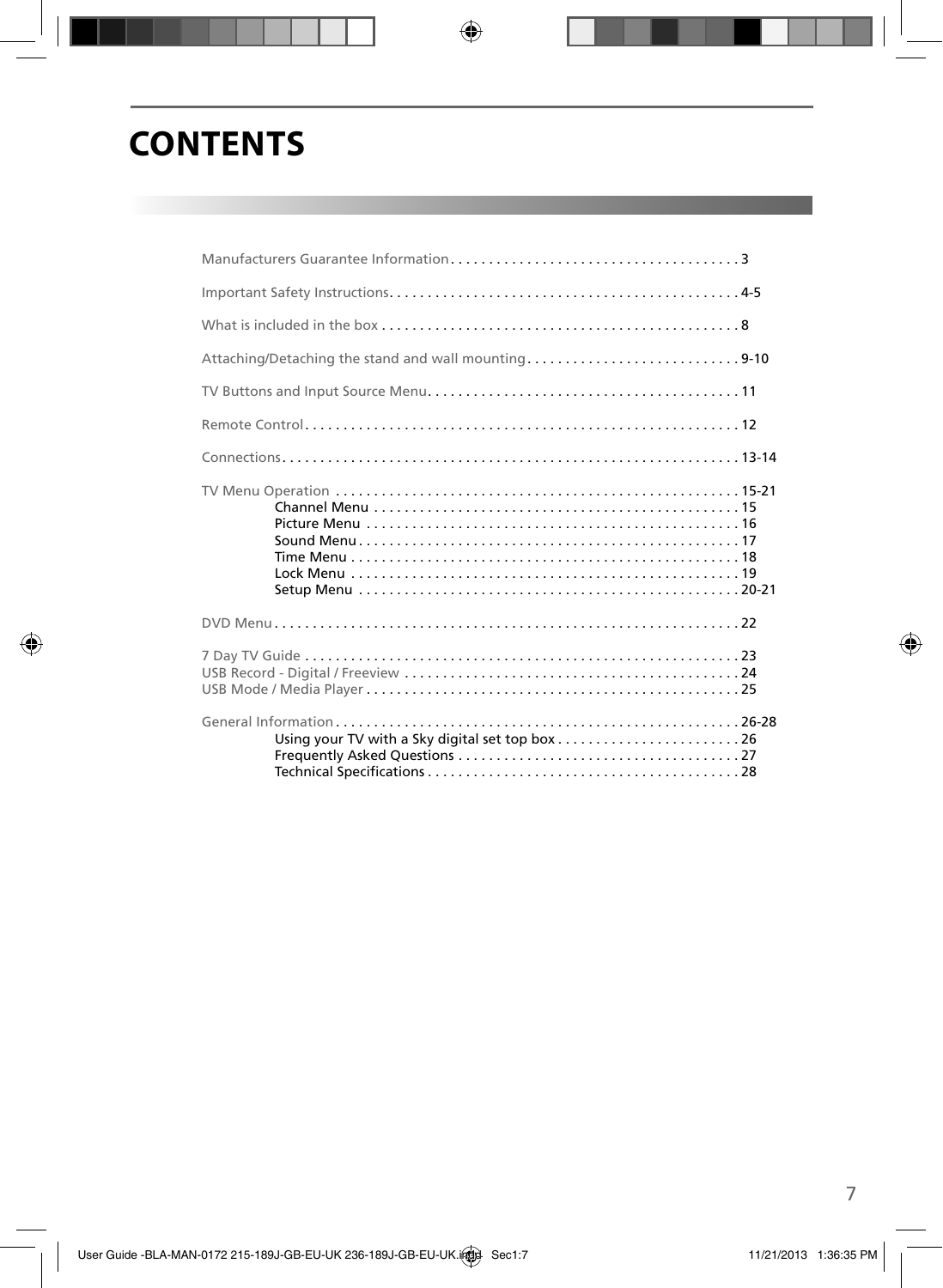# CONTENTS

Manufacturers Guarantee Information . . . . . . . . . . . . . . . . . . . . . . . . . . . . . . . . . . . . . . 3

Important Safety Instructions. . . . . . . . . . . . . . . . . . . . . . . . . . . . . . . . . . . . . . . . . . . . . . 4-5

What is included in the box . . . . . . . . . . . . . . . . . . . . . . . . . . . . . . . . . . . . . . . . . . . . . . . 8

Attaching/Detaching the stand and wall mounting . . . . . . . . . . . . . . . . . . . . . . . . . . . . 9-10

TV Buttons and Input Source Menu. . . . . . . . . . . . . . . . . . . . . . . . . . . . . . . . . . . . . . . . . 11

Remote Control. . . . . . . . . . . . . . . . . . . . . . . . . . . . . . . . . . . . . . . . . . . . . . . . . . . . . . . . . 12

Connections. . . . . . . . . . . . . . . . . . . . . . . . . . . . . . . . . . . . . . . . . . . . . . . . . . . . . . . . . . . . 13-14

TV Menu Operation . . . . . . . . . . . . . . . . . . . . . . . . . . . . . . . . . . . . . . . . . . . . . . . . . . . . . 15-21
- Channel Menu . . . . . . . . . . . . . . . . . . . . . . . . . . . . . . . . . . . . . . . . . . . . . . . . 15
- Picture Menu . . . . . . . . . . . . . . . . . . . . . . . . . . . . . . . . . . . . . . . . . . . . . . . . . 16
- Sound Menu . . . . . . . . . . . . . . . . . . . . . . . . . . . . . . . . . . . . . . . . . . . . . . . . . . 17
- Time Menu . . . . . . . . . . . . . . . . . . . . . . . . . . . . . . . . . . . . . . . . . . . . . . . . . . . 18
- Lock Menu . . . . . . . . . . . . . . . . . . . . . . . . . . . . . . . . . . . . . . . . . . . . . . . . . . . 19
- Setup Menu . . . . . . . . . . . . . . . . . . . . . . . . . . . . . . . . . . . . . . . . . . . . . . . . . . 20-21

DVD Menu . . . . . . . . . . . . . . . . . . . . . . . . . . . . . . . . . . . . . . . . . . . . . . . . . . . . . . . . . . . . . 22

7 Day TV Guide . . . . . . . . . . . . . . . . . . . . . . . . . . . . . . . . . . . . . . . . . . . . . . . . . . . . . . . . . 23
USB Record - Digital / Freeview . . . . . . . . . . . . . . . . . . . . . . . . . . . . . . . . . . . . . . . . . . . . 24
USB Mode / Media Player . . . . . . . . . . . . . . . . . . . . . . . . . . . . . . . . . . . . . . . . . . . . . . . . . 25

General Information . . . . . . . . . . . . . . . . . . . . . . . . . . . . . . . . . . . . . . . . . . . . . . . . . . . . . 26-28
- Using your TV with a Sky digital set top box . . . . . . . . . . . . . . . . . . . . . . . . 26
- Frequently Asked Questions . . . . . . . . . . . . . . . . . . . . . . . . . . . . . . . . . . . . . 27
- Technical Specifications . . . . . . . . . . . . . . . . . . . . . . . . . . . . . . . . . . . . . . . . . 28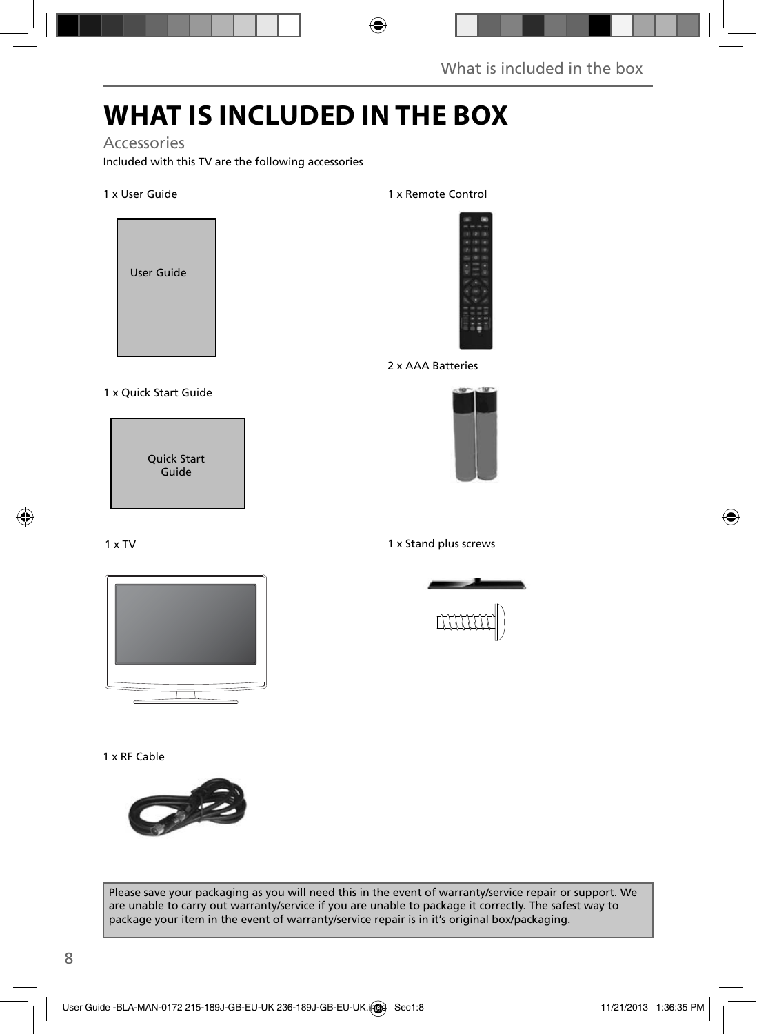# WHAT IS INCLUDED IN THE BOX

## Accessories

Included with this TV are the following accessories

1 x User Guide

User Guide

1 x Remote Control

2 x AAA Batteries

1 x Quick Start Guide

Quick Start Guide

1 x TV

1 x Stand plus screws

1 x RF Cable

Please save your packaging as you will need this in the event of warranty/service repair or support. We are unable to carry out warranty/service if you are unable to package it correctly. The safest way to package your item in the event of warranty/service repair is in it’s original box/packaging.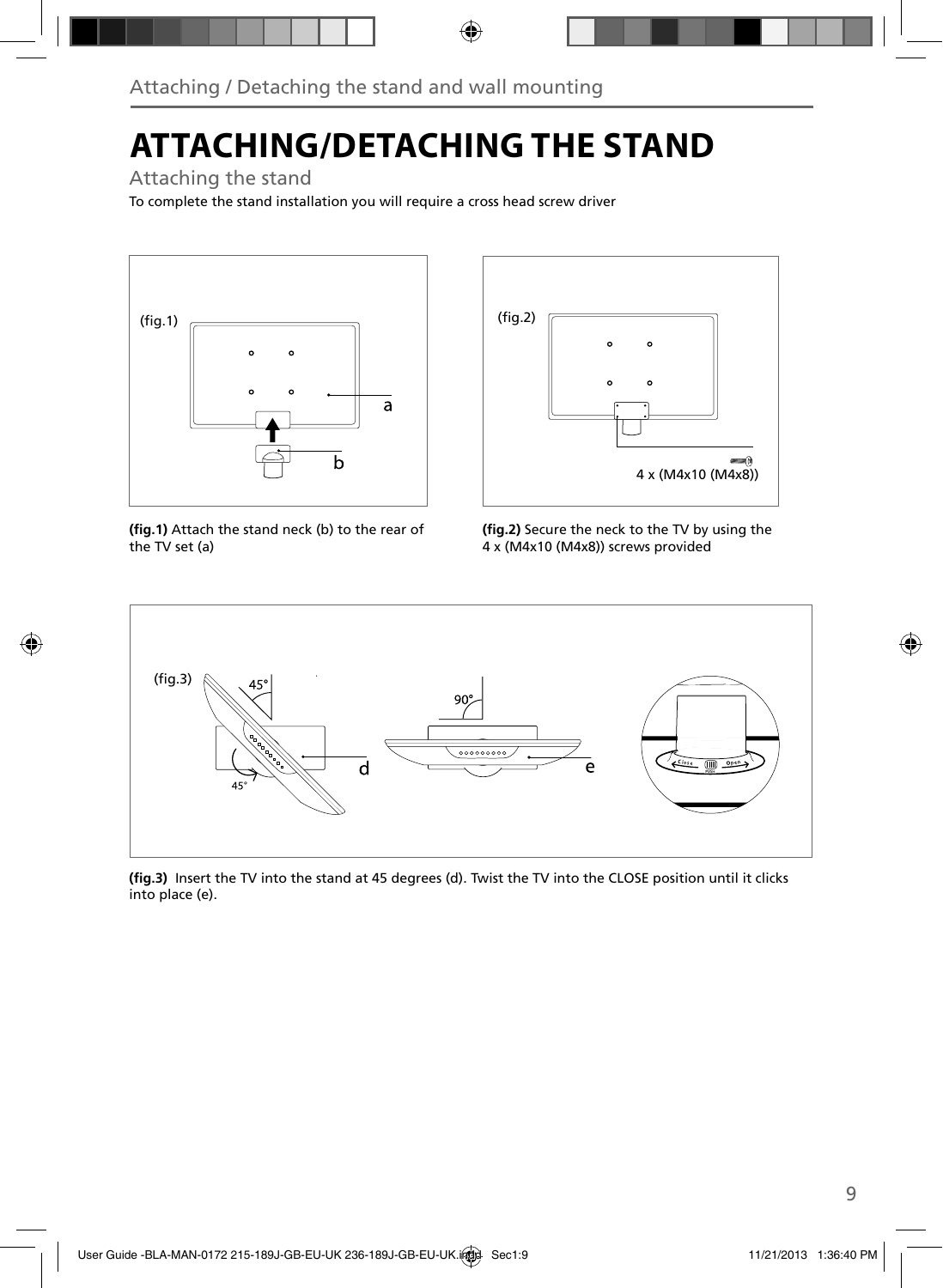# ATTACHING/DETACHING THE STAND

## Attaching the stand

To complete the stand installation you will require a cross head screw driver

**(fig.1)** Attach the stand neck (b) to the rear of the TV set (a)

**(fig.2)** Secure the neck to the TV by using the 4 x (M4x10 (M4x8)) screws provided

**(fig.3)** Insert the TV into the stand at 45 degrees (d). Twist the TV into the CLOSE position until it clicks into place (e).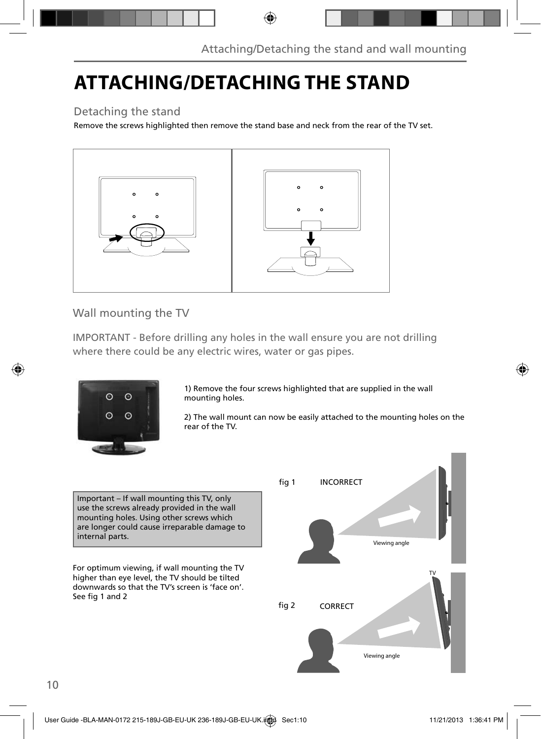# ATTACHING/DETACHING THE STAND

## Detaching the stand

Remove the screws highlighted then remove the stand base and neck from the rear of the TV set.

## Wall mounting the TV

IMPORTANT - Before drilling any holes in the wall ensure you are not drilling where there could be any electric wires, water or gas pipes.

1) Remove the four screws highlighted that are supplied in the wall mounting holes.

2) The wall mount can now be easily attached to the mounting holes on the rear of the TV.

Important – If wall mounting this TV, only use the screws already provided in the wall mounting holes. Using other screws which are longer could cause irreparable damage to internal parts.

For optimum viewing, if wall mounting the TV higher than eye level, the TV should be tilted downwards so that the TV's screen is 'face on'. See fig 1 and 2

fig 1 INCORRECT

Viewing angle

TV

fig 2 CORRECT

Viewing angle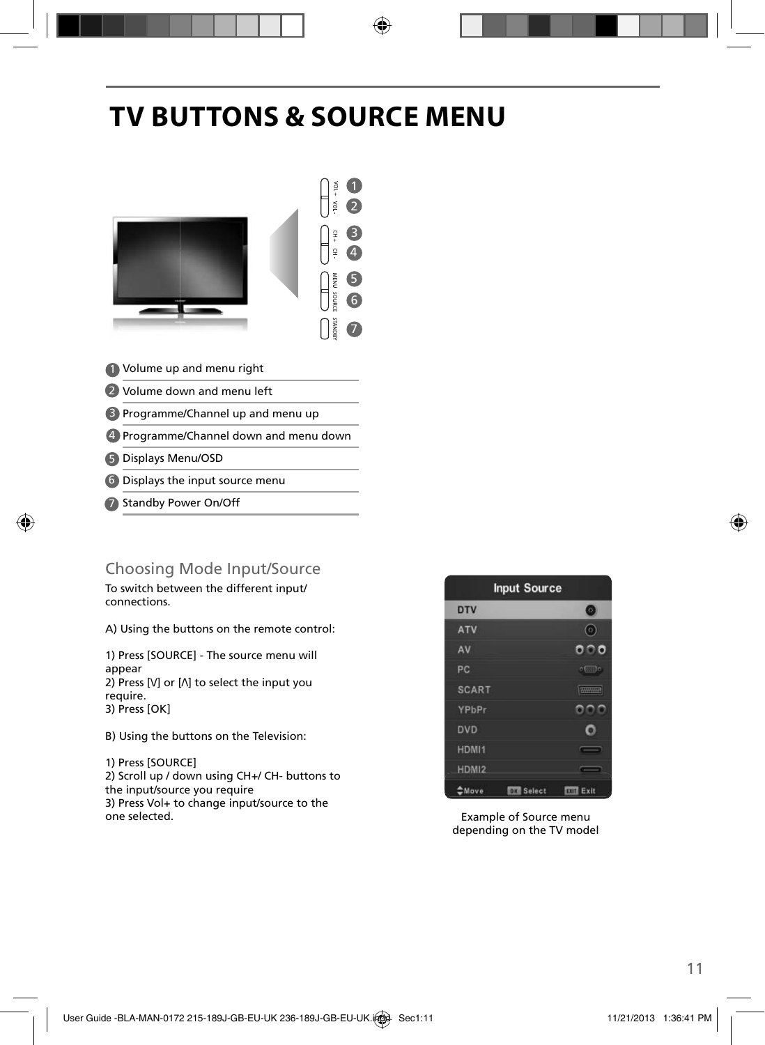# TV BUTTONS & SOURCE MENU

1. Volume up and menu right
2. Volume down and menu left
3. Programme/Channel up and menu up
4. Programme/Channel down and menu down
5. Displays Menu/OSD
6. Displays the input source menu
7. Standby Power On/Off

## Choosing Mode Input/Source

To switch between the different input/ connections.

A) Using the buttons on the remote control:

1) Press [SOURCE] - The source menu will appear
2) Press [V] or [Λ] to select the input you require.
3) Press [OK]

B) Using the buttons on the Television:

1) Press [SOURCE]
2) Scroll up / down using CH+/ CH- buttons to the input/source you require
3) Press Vol+ to change input/source to the one selected.

Example of Source menu depending on the TV model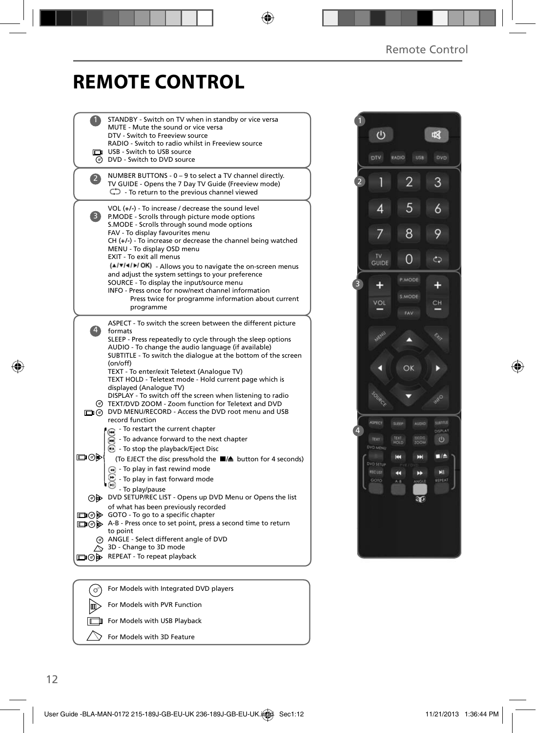# REMOTE CONTROL

**1**

- STANDBY - Switch on TV when in standby or vice versa
- MUTE - Mute the sound or vice versa
- DTV - Switch to Freeview source
- RADIO - Switch to radio whilst in Freeview source
- USB - Switch to USB source
- DVD - Switch to DVD source

**2**

- NUMBER BUTTONS - 0 – 9 to select a TV channel directly.
- TV GUIDE - Opens the 7 Day TV Guide (Freeview mode)
- ⟲ - To return to the previous channel viewed

**3**

- VOL (+/-) - To increase / decrease the sound level
- P.MODE - Scrolls through picture mode options
- S.MODE - Scrolls through sound mode options
- FAV - To display favourites menu
- CH (+/-) - To increase or decrease the channel being watched
- MENU - To display OSD menu
- EXIT - To exit all menus
- (▲/▼/◄/►/ OK) - Allows you to navigate the on-screen menus and adjust the system settings to your preference
- SOURCE - To display the input/source menu
- INFO - Press once for now/next channel information
  Press twice for programme information about current programme

**4**

- ASPECT - To switch the screen between the different picture formats
- SLEEP - Press repeatedly to cycle through the sleep options
- AUDIO - To change the audio language (if available)
- SUBTITLE - To switch the dialogue at the bottom of the screen (on/off)
- TEXT - To enter/exit Teletext (Analogue TV)
- TEXT HOLD - Teletext mode - Hold current page which is displayed (Analogue TV)
- DISPLAY - To switch off the screen when listening to radio
- TEXT/DVD ZOOM - Zoom function for Teletext and DVD
- DVD MENU/RECORD - Access the DVD root menu and USB record function
- ⏮ - To restart the current chapter
- ⏭ - To advance forward to the next chapter
- ■/⏏ - To stop the playback/Eject Disc
  (To EJECT the disc press/hold the ■/⏏ button for 4 seconds)
- ⏪ - To play in fast rewind mode
- ⏩ - To play in fast forward mode
- ⏯ - To play/pause
- DVD SETUP/REC LIST - Opens up DVD Menu or Opens the list of what has been previously recorded
- GOTO - To go to a specific chapter
- A-B - Press once to set point, press a second time to return to point
- ANGLE - Select different angle of DVD
- 3D - Change to 3D mode
- REPEAT - To repeat playback

| Icon | Meaning |
|---|---|
| Disc icon | For Models with Integrated DVD players |
| PVR icon | For Models with PVR Function |
| USB icon | For Models with USB Playback |
| 3D icon | For Models with 3D Feature |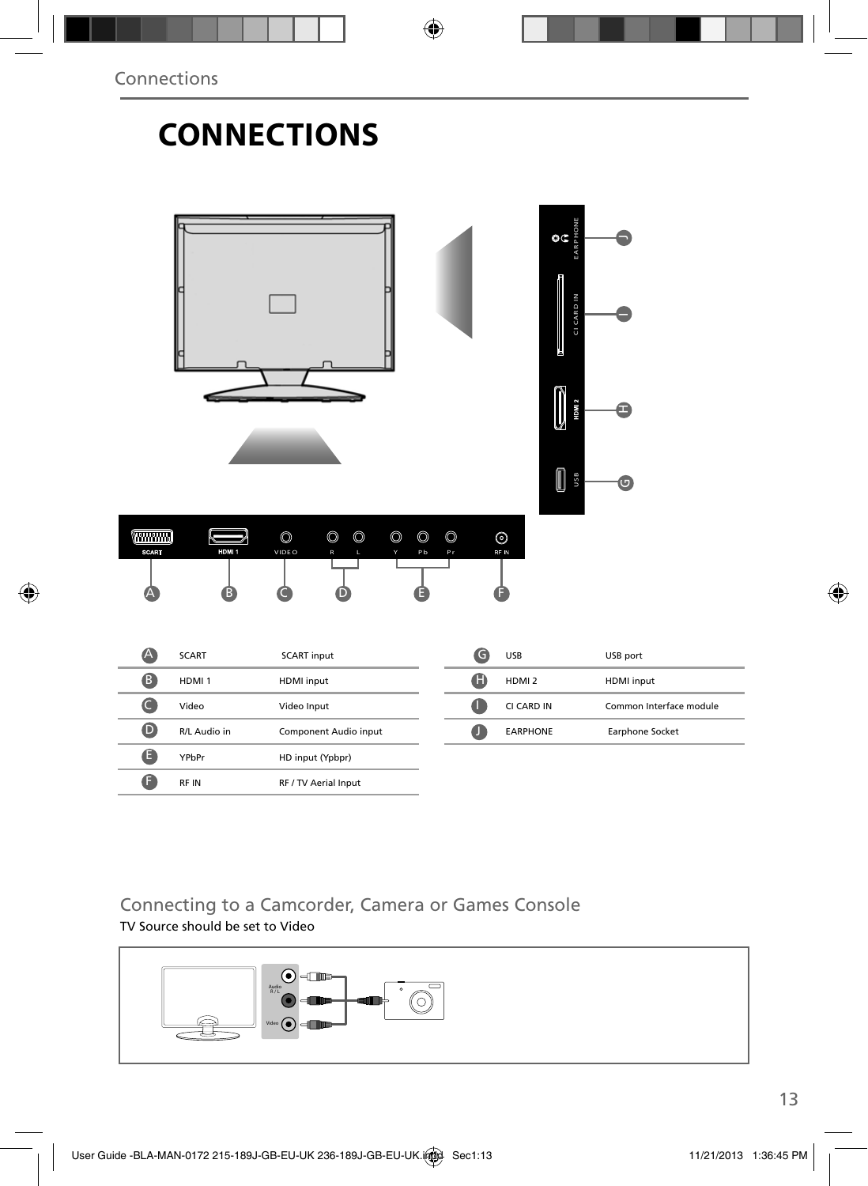# CONNECTIONS

| | | |
|---|---|---|
| A | SCART | SCART input |
| B | HDMI 1 | HDMI input |
| C | Video | Video Input |
| D | R/L Audio in | Component Audio input |
| E | YPbPr | HD input (Ypbpr) |
| F | RF IN | RF / TV Aerial Input |

| | | |
|---|---|---|
| G | USB | USB port |
| H | HDMI 2 | HDMI input |
| I | CI CARD IN | Common Interface module |
| J | EARPHONE | Earphone Socket |

## Connecting to a Camcorder, Camera or Games Console

TV Source should be set to Video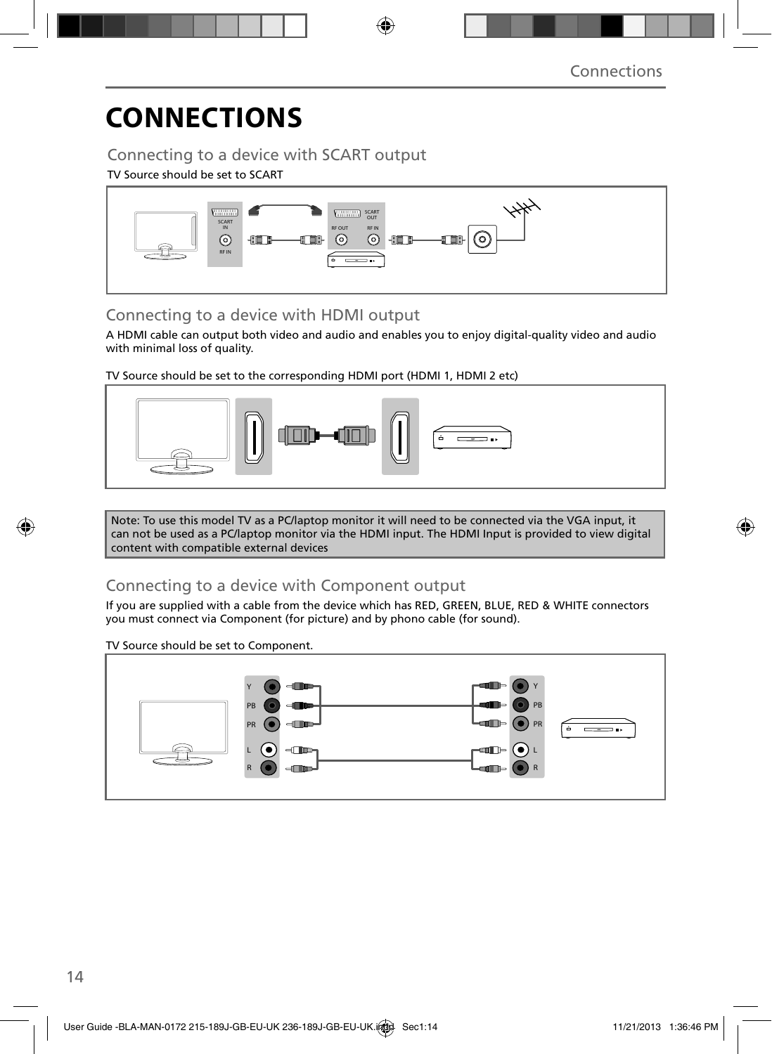# CONNECTIONS

## Connecting to a device with SCART output

TV Source should be set to SCART

## Connecting to a device with HDMI output

A HDMI cable can output both video and audio and enables you to enjoy digital-quality video and audio with minimal loss of quality.

TV Source should be set to the corresponding HDMI port (HDMI 1, HDMI 2 etc)

Note: To use this model TV as a PC/laptop monitor it will need to be connected via the VGA input, it can not be used as a PC/laptop monitor via the HDMI input. The HDMI Input is provided to view digital content with compatible external devices

## Connecting to a device with Component output

If you are supplied with a cable from the device which has RED, GREEN, BLUE, RED & WHITE connectors you must connect via Component (for picture) and by phono cable (for sound).

TV Source should be set to Component.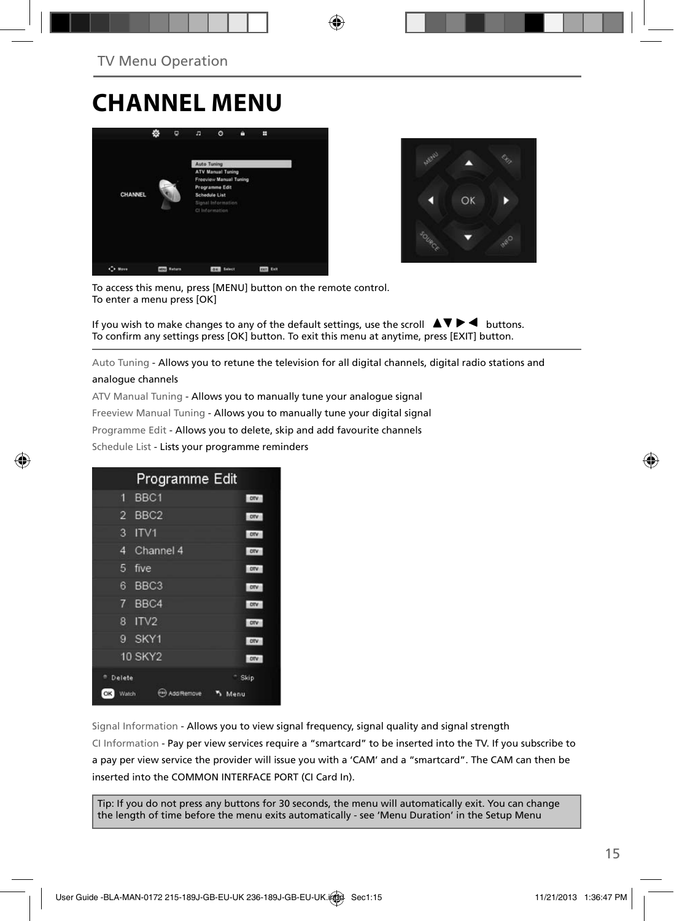TV Menu Operation

# CHANNEL MENU

To access this menu, press [MENU] button on the remote control.
To enter a menu press [OK]

If you wish to make changes to any of the default settings, use the scroll ▲▼▶◀ buttons.
To confirm any settings press [OK] button. To exit this menu at anytime, press [EXIT] button.

Auto Tuning - Allows you to retune the television for all digital channels, digital radio stations and analogue channels

ATV Manual Tuning - Allows you to manually tune your analogue signal

Freeview Manual Tuning - Allows you to manually tune your digital signal

Programme Edit - Allows you to delete, skip and add favourite channels

Schedule List - Lists your programme reminders

Signal Information - Allows you to view signal frequency, signal quality and signal strength

CI Information - Pay per view services require a "smartcard" to be inserted into the TV. If you subscribe to a pay per view service the provider will issue you with a 'CAM' and a "smartcard". The CAM can then be inserted into the COMMON INTERFACE PORT (CI Card In).

Tip: If you do not press any buttons for 30 seconds, the menu will automatically exit. You can change the length of time before the menu exits automatically - see 'Menu Duration' in the Setup Menu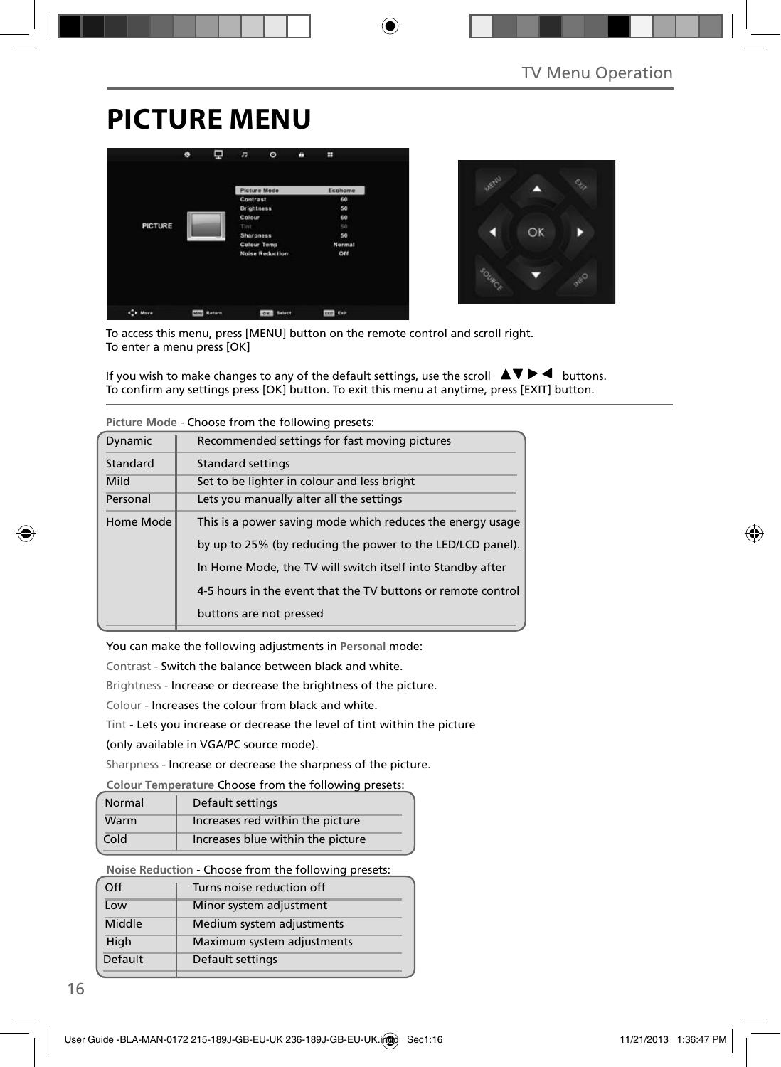# PICTURE MENU

To access this menu, press [MENU] button on the remote control and scroll right.
To enter a menu press [OK]

If you wish to make changes to any of the default settings, use the scroll ▲▼▶◀ buttons.
To confirm any settings press [OK] button. To exit this menu at anytime, press [EXIT] button.

**Picture Mode** - Choose from the following presets:

| | |
|---|---|
| Dynamic | Recommended settings for fast moving pictures |
| Standard | Standard settings |
| Mild | Set to be lighter in colour and less bright |
| Personal | Lets you manually alter all the settings |
| Home Mode | This is a power saving mode which reduces the energy usage by up to 25% (by reducing the power to the LED/LCD panel). In Home Mode, the TV will switch itself into Standby after 4-5 hours in the event that the TV buttons or remote control buttons are not pressed |

You can make the following adjustments in **Personal** mode:

Contrast - Switch the balance between black and white.

Brightness - Increase or decrease the brightness of the picture.

Colour - Increases the colour from black and white.

Tint - Lets you increase or decrease the level of tint within the picture (only available in VGA/PC source mode).

Sharpness - Increase or decrease the sharpness of the picture.

**Colour Temperature** Choose from the following presets:

| | |
|---|---|
| Normal | Default settings |
| Warm | Increases red within the picture |
| Cold | Increases blue within the picture |

**Noise Reduction** - Choose from the following presets:

| | |
|---|---|
| Off | Turns noise reduction off |
| Low | Minor system adjustment |
| Middle | Medium system adjustments |
| High | Maximum system adjustments |
| Default | Default settings |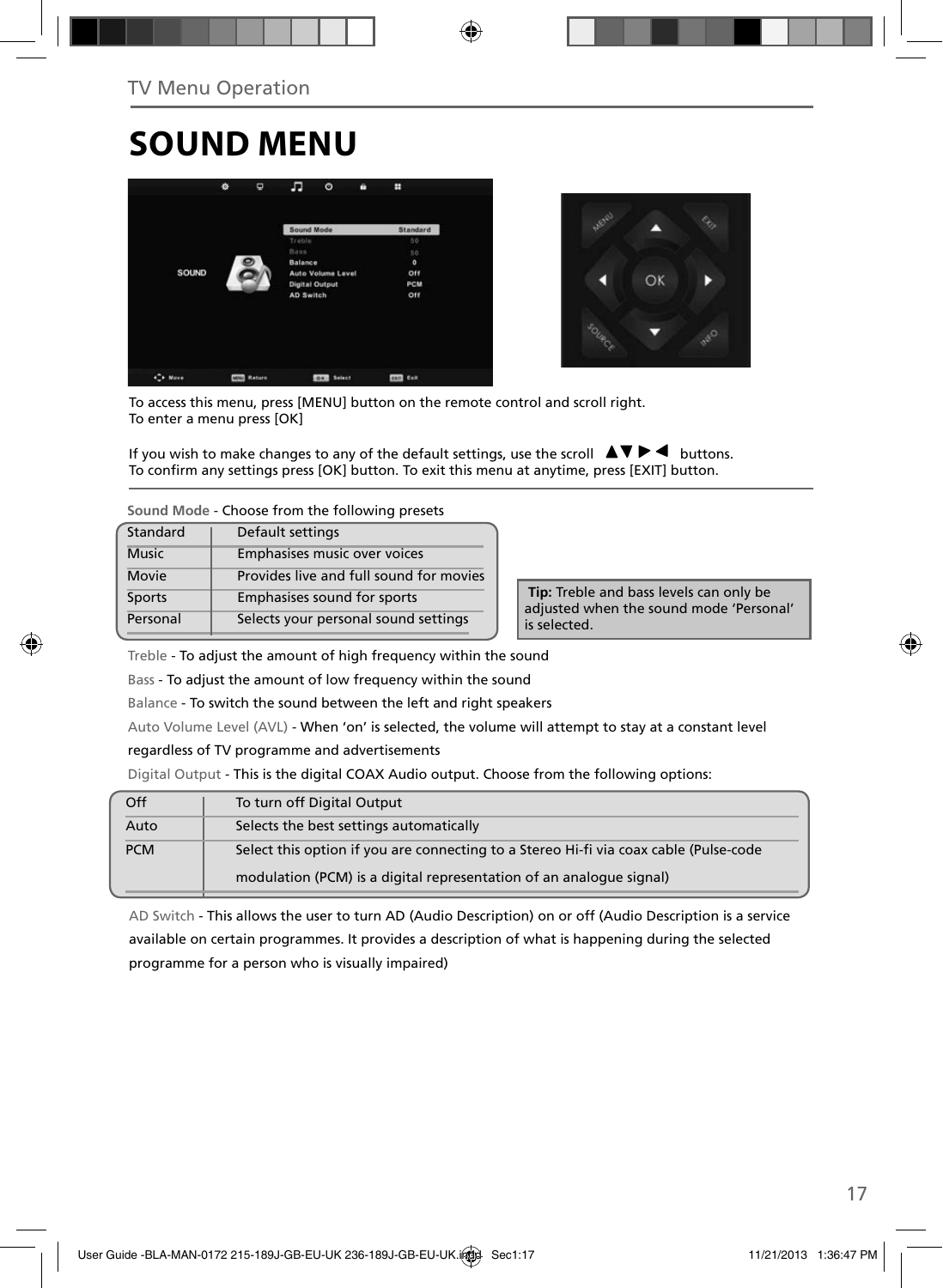TV Menu Operation

# SOUND MENU

To access this menu, press [MENU] button on the remote control and scroll right.
To enter a menu press [OK]

If you wish to make changes to any of the default settings, use the scroll ▲▼▶◀ buttons.
To confirm any settings press [OK] button. To exit this menu at anytime, press [EXIT] button.

**Sound Mode** - Choose from the following presets

| Standard | Default settings |
|---|---|
| Music | Emphasises music over voices |
| Movie | Provides live and full sound for movies |
| Sports | Emphasises sound for sports |
| Personal | Selects your personal sound settings |

**Tip:** Treble and bass levels can only be adjusted when the sound mode 'Personal' is selected.

Treble - To adjust the amount of high frequency within the sound

Bass - To adjust the amount of low frequency within the sound

Balance - To switch the sound between the left and right speakers

Auto Volume Level (AVL) - When 'on' is selected, the volume will attempt to stay at a constant level regardless of TV programme and advertisements

Digital Output - This is the digital COAX Audio output. Choose from the following options:

| Off | To turn off Digital Output |
|---|---|
| Auto | Selects the best settings automatically |
| PCM | Select this option if you are connecting to a Stereo Hi-fi via coax cable (Pulse-code modulation (PCM) is a digital representation of an analogue signal) |

AD Switch - This allows the user to turn AD (Audio Description) on or off (Audio Description is a service available on certain programmes. It provides a description of what is happening during the selected programme for a person who is visually impaired)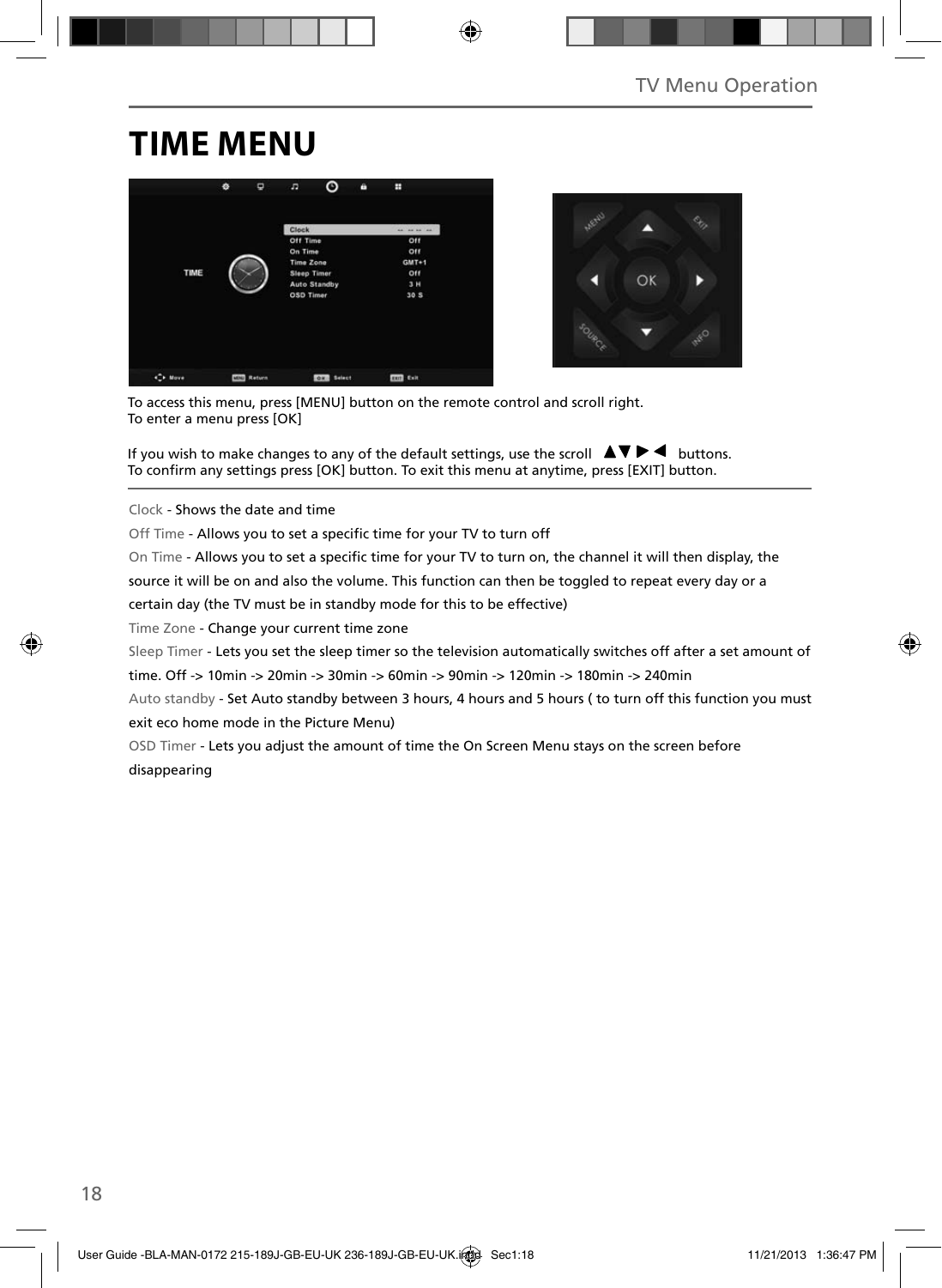# TIME MENU

To access this menu, press [MENU] button on the remote control and scroll right.
To enter a menu press [OK]

If you wish to make changes to any of the default settings, use the scroll ▲▼▶◀ buttons.
To confirm any settings press [OK] button. To exit this menu at anytime, press [EXIT] button.

Clock - Shows the date and time

Off Time - Allows you to set a specific time for your TV to turn off

On Time - Allows you to set a specific time for your TV to turn on, the channel it will then display, the source it will be on and also the volume. This function can then be toggled to repeat every day or a certain day (the TV must be in standby mode for this to be effective)

Time Zone - Change your current time zone

Sleep Timer - Lets you set the sleep timer so the television automatically switches off after a set amount of time. Off -> 10min -> 20min -> 30min -> 60min -> 90min -> 120min -> 180min -> 240min

Auto standby - Set Auto standby between 3 hours, 4 hours and 5 hours ( to turn off this function you must exit eco home mode in the Picture Menu)

OSD Timer - Lets you adjust the amount of time the On Screen Menu stays on the screen before disappearing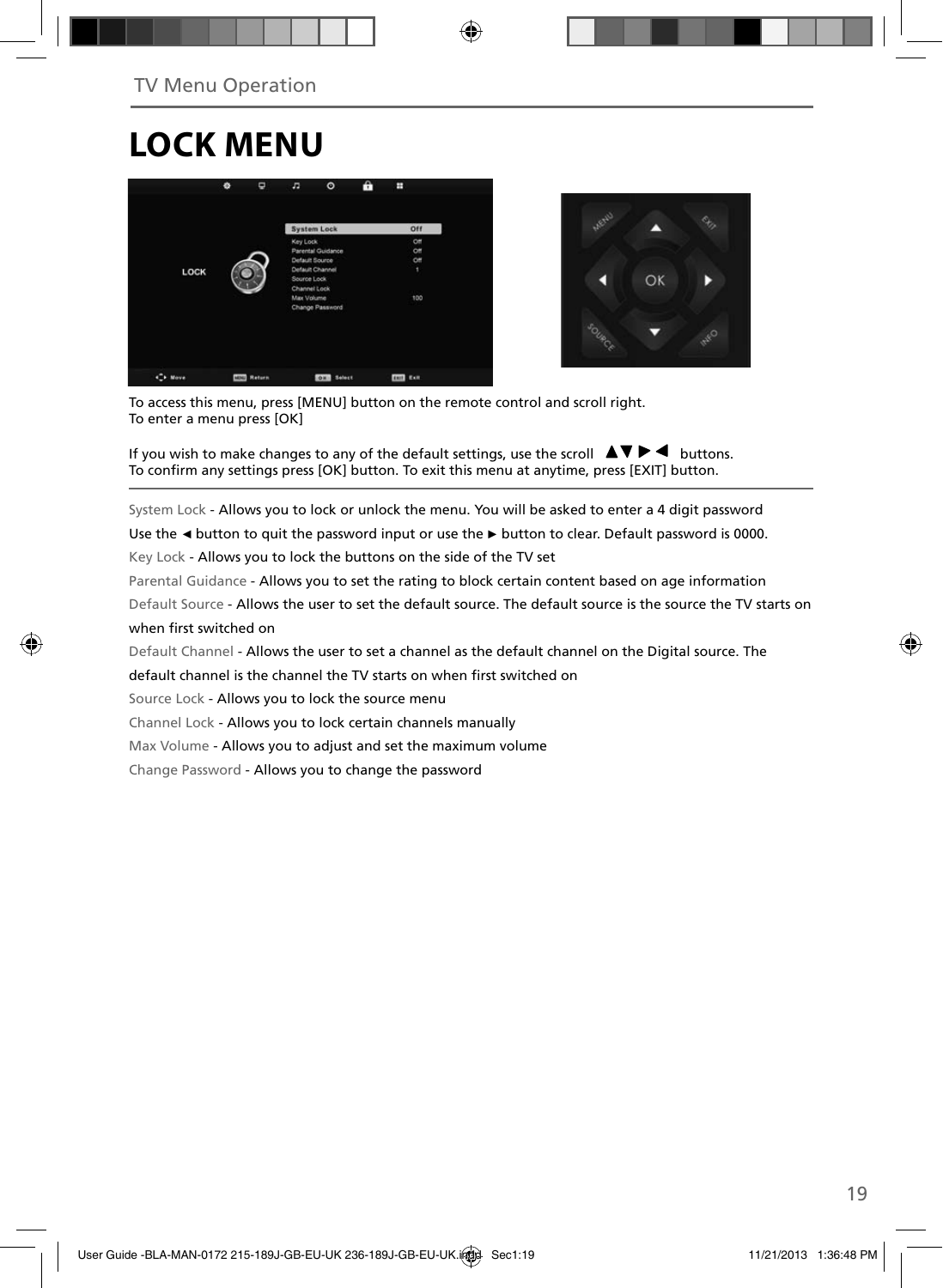# LOCK MENU

To access this menu, press [MENU] button on the remote control and scroll right.
To enter a menu press [OK]

If you wish to make changes to any of the default settings, use the scroll ▲▼▶◀ buttons.
To confirm any settings press [OK] button. To exit this menu at anytime, press [EXIT] button.

System Lock - Allows you to lock or unlock the menu. You will be asked to enter a 4 digit password

Use the ◄ button to quit the password input or use the ► button to clear. Default password is 0000.

Key Lock - Allows you to lock the buttons on the side of the TV set

Parental Guidance - Allows you to set the rating to block certain content based on age information

Default Source - Allows the user to set the default source. The default source is the source the TV starts on when first switched on

Default Channel - Allows the user to set a channel as the default channel on the Digital source. The default channel is the channel the TV starts on when first switched on

Source Lock - Allows you to lock the source menu

Channel Lock - Allows you to lock certain channels manually

Max Volume - Allows you to adjust and set the maximum volume

Change Password - Allows you to change the password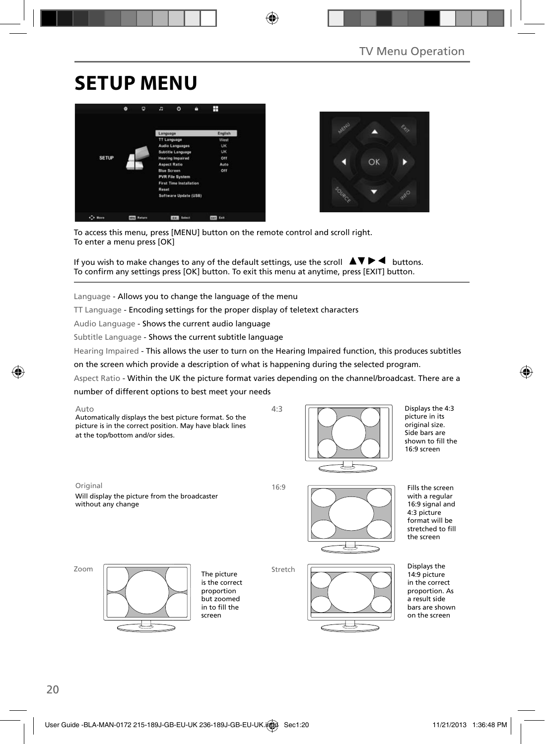# SETUP MENU

To access this menu, press [MENU] button on the remote control and scroll right.
To enter a menu press [OK]

If you wish to make changes to any of the default settings, use the scroll ▲▼▶◀ buttons.
To confirm any settings press [OK] button. To exit this menu at anytime, press [EXIT] button.

Language - Allows you to change the language of the menu

TT Language - Encoding settings for the proper display of teletext characters

Audio Language - Shows the current audio language

Subtitle Language - Shows the current subtitle language

Hearing Impaired - This allows the user to turn on the Hearing Impaired function, this produces subtitles on the screen which provide a description of what is happening during the selected program.

Aspect Ratio - Within the UK the picture format varies depending on the channel/broadcast. There are a number of different options to best meet your needs

**Auto**
Automatically displays the best picture format. So the picture is in the correct position. May have black lines at the top/bottom and/or sides.

**4:3**
Displays the 4:3 picture in its original size. Side bars are shown to fill the 16:9 screen

**Original**
Will display the picture from the broadcaster without any change

**16:9**
Fills the screen with a regular 16:9 signal and 4:3 picture format will be stretched to fill the screen

**Zoom**
The picture is the correct proportion but zoomed in to fill the screen

**Stretch**
Displays the 14:9 picture in the correct proportion. As a result side bars are shown on the screen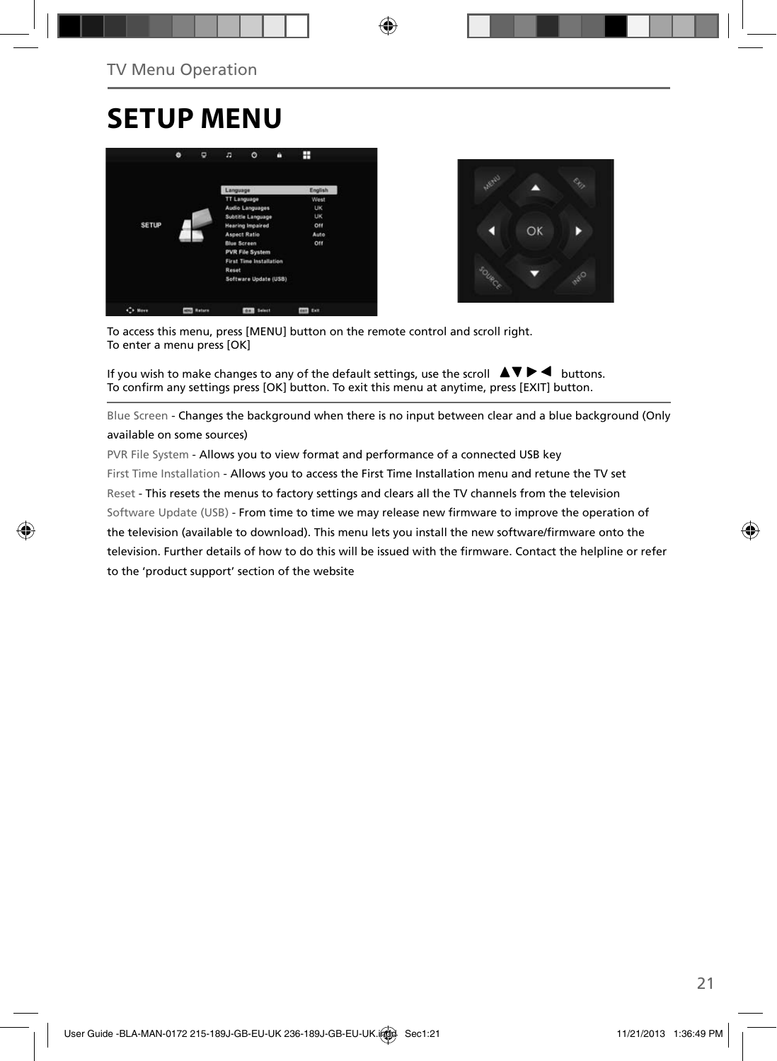# SETUP MENU

To access this menu, press [MENU] button on the remote control and scroll right.
To enter a menu press [OK]

If you wish to make changes to any of the default settings, use the scroll ▲▼ ▶ ◀ buttons.
To confirm any settings press [OK] button. To exit this menu at anytime, press [EXIT] button.

Blue Screen - Changes the background when there is no input between clear and a blue background (Only available on some sources)

PVR File System - Allows you to view format and performance of a connected USB key

First Time Installation - Allows you to access the First Time Installation menu and retune the TV set

Reset - This resets the menus to factory settings and clears all the TV channels from the television

Software Update (USB) - From time to time we may release new firmware to improve the operation of the television (available to download). This menu lets you install the new software/firmware onto the television. Further details of how to do this will be issued with the firmware. Contact the helpline or refer to the 'product support' section of the website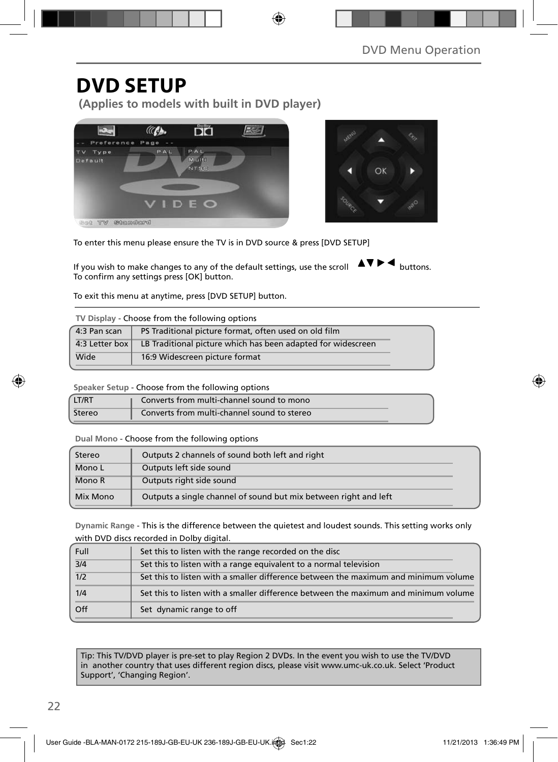# DVD SETUP

**(Applies to models with built in DVD player)**

To enter this menu please ensure the TV is in DVD source & press [DVD SETUP]

If you wish to make changes to any of the default settings, use the scroll ▲▼▶◀ buttons.
To confirm any settings press [OK] button.

To exit this menu at anytime, press [DVD SETUP] button.

**TV Display** - Choose from the following options

| | |
|---|---|
| 4:3 Pan scan | PS Traditional picture format, often used on old film |
| 4:3 Letter box | LB Traditional picture which has been adapted for widescreen |
| Wide | 16:9 Widescreen picture format |

**Speaker Setup** - Choose from the following options

| | |
|---|---|
| LT/RT | Converts from multi-channel sound to mono |
| Stereo | Converts from multi-channel sound to stereo |

**Dual Mono** - Choose from the following options

| | |
|---|---|
| Stereo | Outputs 2 channels of sound both left and right |
| Mono L | Outputs left side sound |
| Mono R | Outputs right side sound |
| Mix Mono | Outputs a single channel of sound but mix between right and left |

**Dynamic Range** - This is the difference between the quietest and loudest sounds. This setting works only with DVD discs recorded in Dolby digital.

| | |
|---|---|
| Full | Set this to listen with the range recorded on the disc |
| 3/4 | Set this to listen with a range equivalent to a normal television |
| 1/2 | Set this to listen with a smaller difference between the maximum and minimum volume |
| 1/4 | Set this to listen with a smaller difference between the maximum and minimum volume |
| Off | Set dynamic range to off |

Tip: This TV/DVD player is pre-set to play Region 2 DVDs. In the event you wish to use the TV/DVD in another country that uses different region discs, please visit www.umc-uk.co.uk. Select 'Product Support', 'Changing Region'.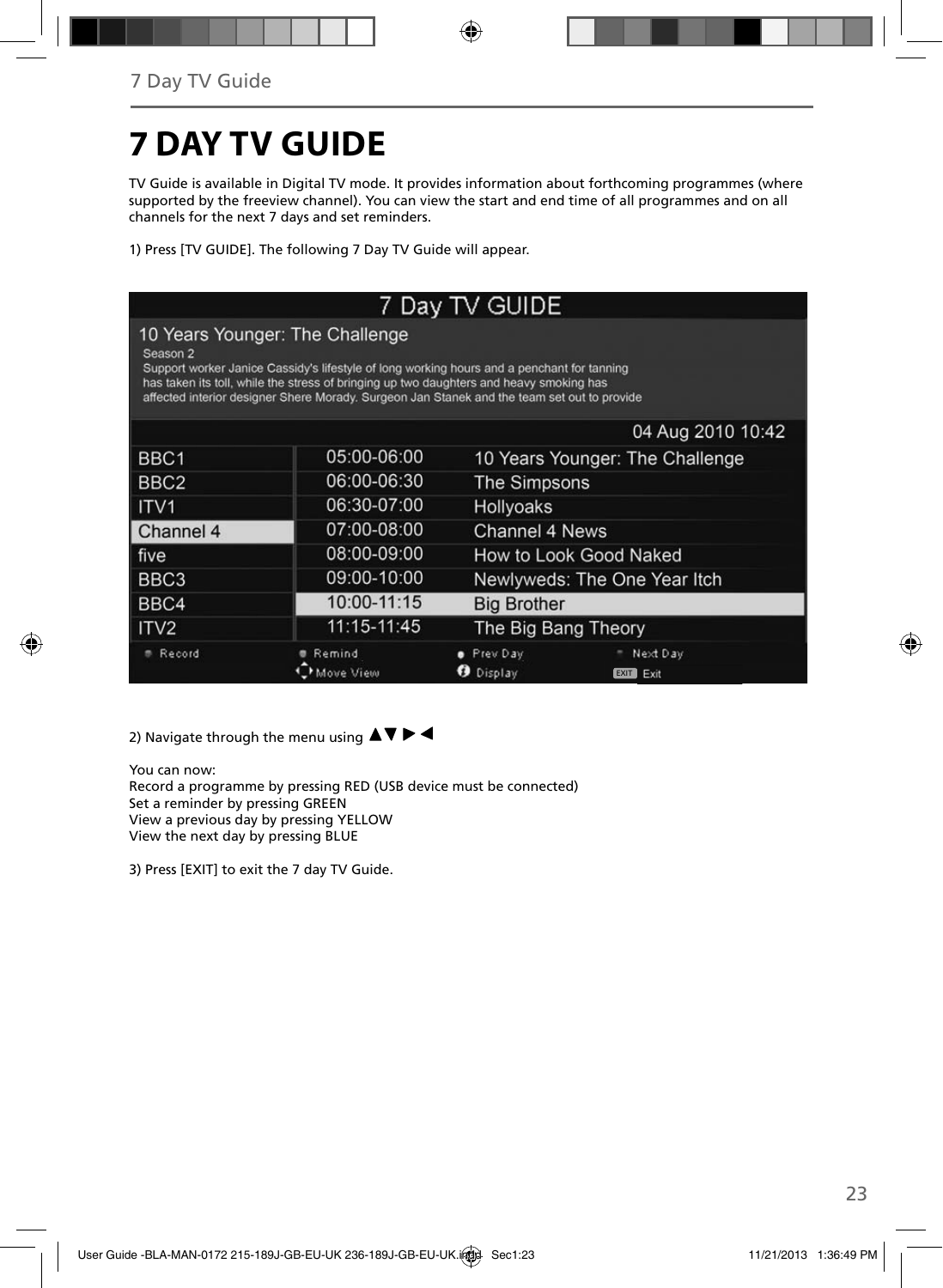# 7 DAY TV GUIDE

TV Guide is available in Digital TV mode. It provides information about forthcoming programmes (where supported by the freeview channel). You can view the start and end time of all programmes and on all channels for the next 7 days and set reminders.

1) Press [TV GUIDE]. The following 7 Day TV Guide will appear.

7 Day TV GUIDE

10 Years Younger: The Challenge

Season 2

Support worker Janice Cassidy's lifestyle of long working hours and a penchant for tanning has taken its toll, while the stress of bringing up two daughters and heavy smoking has affected interior designer Shere Morady. Surgeon Jan Stanek and the team set out to provide

04 Aug 2010 10:42

| | | |
|---|---|---|
| BBC1 | 05:00-06:00 | 10 Years Younger: The Challenge |
| BBC2 | 06:00-06:30 | The Simpsons |
| ITV1 | 06:30-07:00 | Hollyoaks |
| Channel 4 | 07:00-08:00 | Channel 4 News |
| five | 08:00-09:00 | How to Look Good Naked |
| BBC3 | 09:00-10:00 | Newlyweds: The One Year Itch |
| BBC4 | 10:00-11:15 | Big Brother |
| ITV2 | 11:15-11:45 | The Big Bang Theory |

Record | Remind | Prev Day | Next Day
Move View | Display | EXIT Exit

2) Navigate through the menu using ▲▼ ▶ ◀

You can now:
Record a programme by pressing RED (USB device must be connected)
Set a reminder by pressing GREEN
View a previous day by pressing YELLOW
View the next day by pressing BLUE

3) Press [EXIT] to exit the 7 day TV Guide.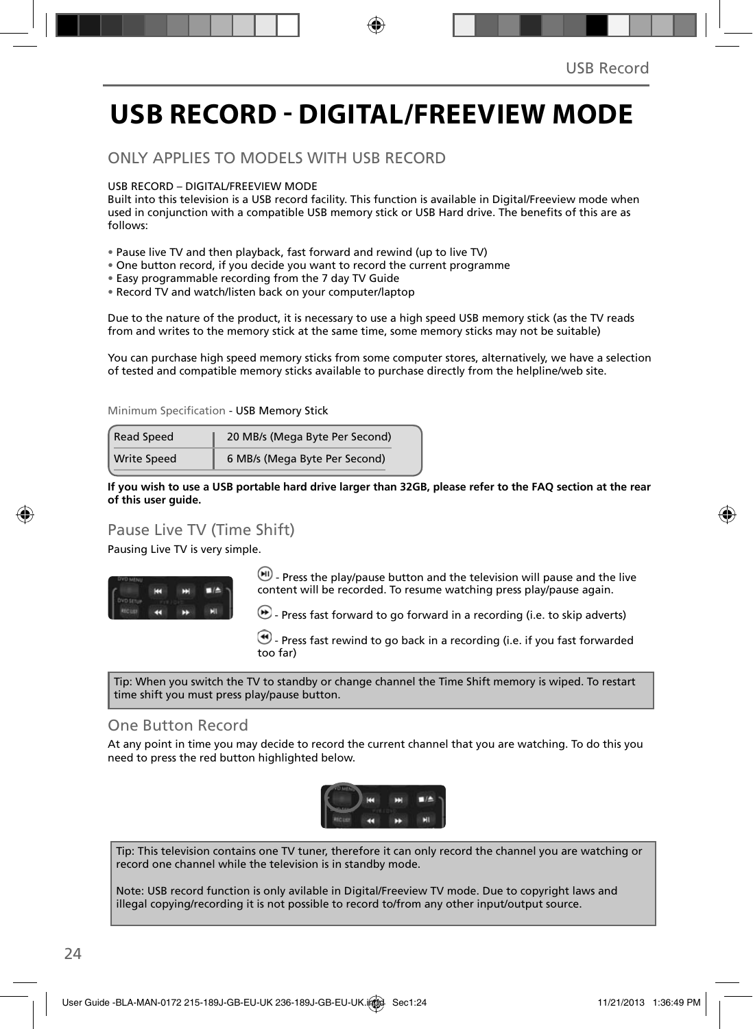# USB RECORD - DIGITAL/FREEVIEW MODE

## ONLY APPLIES TO MODELS WITH USB RECORD

USB RECORD – DIGITAL/FREEVIEW MODE
Built into this television is a USB record facility. This function is available in Digital/Freeview mode when used in conjunction with a compatible USB memory stick or USB Hard drive. The benefits of this are as follows:

- Pause live TV and then playback, fast forward and rewind (up to live TV)
- One button record, if you decide you want to record the current programme
- Easy programmable recording from the 7 day TV Guide
- Record TV and watch/listen back on your computer/laptop

Due to the nature of the product, it is necessary to use a high speed USB memory stick (as the TV reads from and writes to the memory stick at the same time, some memory sticks may not be suitable)

You can purchase high speed memory sticks from some computer stores, alternatively, we have a selection of tested and compatible memory sticks available to purchase directly from the helpline/web site.

Minimum Specification - USB Memory Stick

| Read Speed | 20 MB/s (Mega Byte Per Second) |
|---|---|
| Write Speed | 6 MB/s (Mega Byte Per Second) |

**If you wish to use a USB portable hard drive larger than 32GB, please refer to the FAQ section at the rear of this user guide.**

## Pause Live TV (Time Shift)

Pausing Live TV is very simple.

- Press the play/pause button and the television will pause and the live content will be recorded. To resume watching press play/pause again.

- Press fast forward to go forward in a recording (i.e. to skip adverts)

- Press fast rewind to go back in a recording (i.e. if you fast forwarded too far)

Tip: When you switch the TV to standby or change channel the Time Shift memory is wiped. To restart time shift you must press play/pause button.

## One Button Record

At any point in time you may decide to record the current channel that you are watching. To do this you need to press the red button highlighted below.

Tip: This television contains one TV tuner, therefore it can only record the channel you are watching or record one channel while the television is in standby mode.

Note: USB record function is only avilable in Digital/Freeview TV mode. Due to copyright laws and illegal copying/recording it is not possible to record to/from any other input/output source.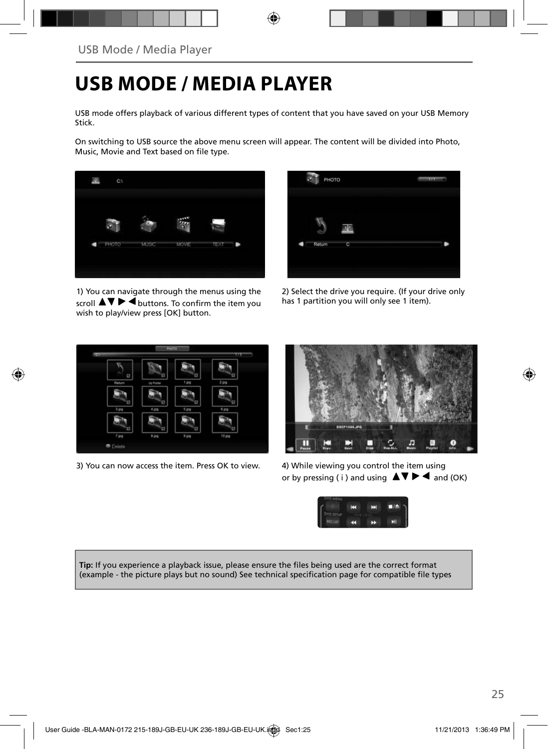# USB MODE / MEDIA PLAYER

USB mode offers playback of various different types of content that you have saved on your USB Memory Stick.

On switching to USB source the above menu screen will appear. The content will be divided into Photo, Music, Movie and Text based on file type.

1) You can navigate through the menus using the scroll ▲▼ ▶ ◀ buttons. To confirm the item you wish to play/view press [OK] button.

2) Select the drive you require. (If your drive only has 1 partition you will only see 1 item).

3) You can now access the item. Press OK to view.

4) While viewing you control the item using or by pressing ( i ) and using ▲▼ ▶ ◀ and (OK)

**Tip:** If you experience a playback issue, please ensure the files being used are the correct format (example - the picture plays but no sound) See technical specification page for compatible file types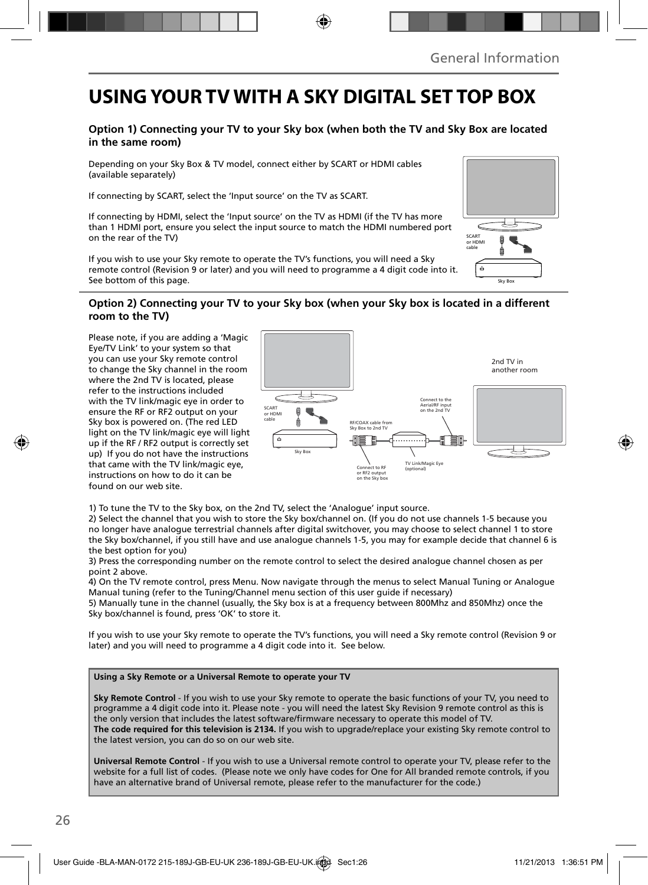# USING YOUR TV WITH A SKY DIGITAL SET TOP BOX

### Option 1) Connecting your TV to your Sky box (when both the TV and Sky Box are located in the same room)

Depending on your Sky Box & TV model, connect either by SCART or HDMI cables (available separately)

If connecting by SCART, select the 'Input source' on the TV as SCART.

If connecting by HDMI, select the 'Input source' on the TV as HDMI (if the TV has more than 1 HDMI port, ensure you select the input source to match the HDMI numbered port on the rear of the TV)

If you wish to use your Sky remote to operate the TV's functions, you will need a Sky remote control (Revision 9 or later) and you will need to programme a 4 digit code into it. See bottom of this page.

SCART or HDMI cable

Sky Box

### Option 2) Connecting your TV to your Sky box (when your Sky box is located in a different room to the TV)

Please note, if you are adding a 'Magic Eye/TV Link' to your system so that you can use your Sky remote control to change the Sky channel in the room where the 2nd TV is located, please refer to the instructions included with the TV link/magic eye in order to ensure the RF or RF2 output on your Sky box is powered on. (The red LED light on the TV link/magic eye will light up if the RF / RF2 output is correctly set up) If you do not have the instructions that came with the TV link/magic eye, instructions on how to do it can be found on our web site.

2nd TV in another room

SCART or HDMI cable

Sky Box

RF/COAX cable from Sky Box to 2nd TV

Connect to the Aerial/RF input on the 2nd TV

Connect to RF or RF2 output on the Sky box

TV Link/Magic Eye (optional)

1) To tune the TV to the Sky box, on the 2nd TV, select the 'Analogue' input source.
2) Select the channel that you wish to store the Sky box/channel on. (If you do not use channels 1-5 because you no longer have analogue terrestrial channels after digital switchover, you may choose to select channel 1 to store the Sky box/channel, if you still have and use analogue channels 1-5, you may for example decide that channel 6 is the best option for you)
3) Press the corresponding number on the remote control to select the desired analogue channel chosen as per point 2 above.
4) On the TV remote control, press Menu. Now navigate through the menus to select Manual Tuning or Analogue Manual tuning (refer to the Tuning/Channel menu section of this user guide if necessary)
5) Manually tune in the channel (usually, the Sky box is at a frequency between 800Mhz and 850Mhz) once the Sky box/channel is found, press 'OK' to store it.

If you wish to use your Sky remote to operate the TV's functions, you will need a Sky remote control (Revision 9 or later) and you will need to programme a 4 digit code into it. See below.

**Using a Sky Remote or a Universal Remote to operate your TV**

**Sky Remote Control** - If you wish to use your Sky remote to operate the basic functions of your TV, you need to programme a 4 digit code into it. Please note - you will need the latest Sky Revision 9 remote control as this is the only version that includes the latest software/firmware necessary to operate this model of TV.
**The code required for this television is 2134.** If you wish to upgrade/replace your existing Sky remote control to the latest version, you can do so on our web site.

**Universal Remote Control** - If you wish to use a Universal remote control to operate your TV, please refer to the website for a full list of codes. (Please note we only have codes for One for All branded remote controls, if you have an alternative brand of Universal remote, please refer to the manufacturer for the code.)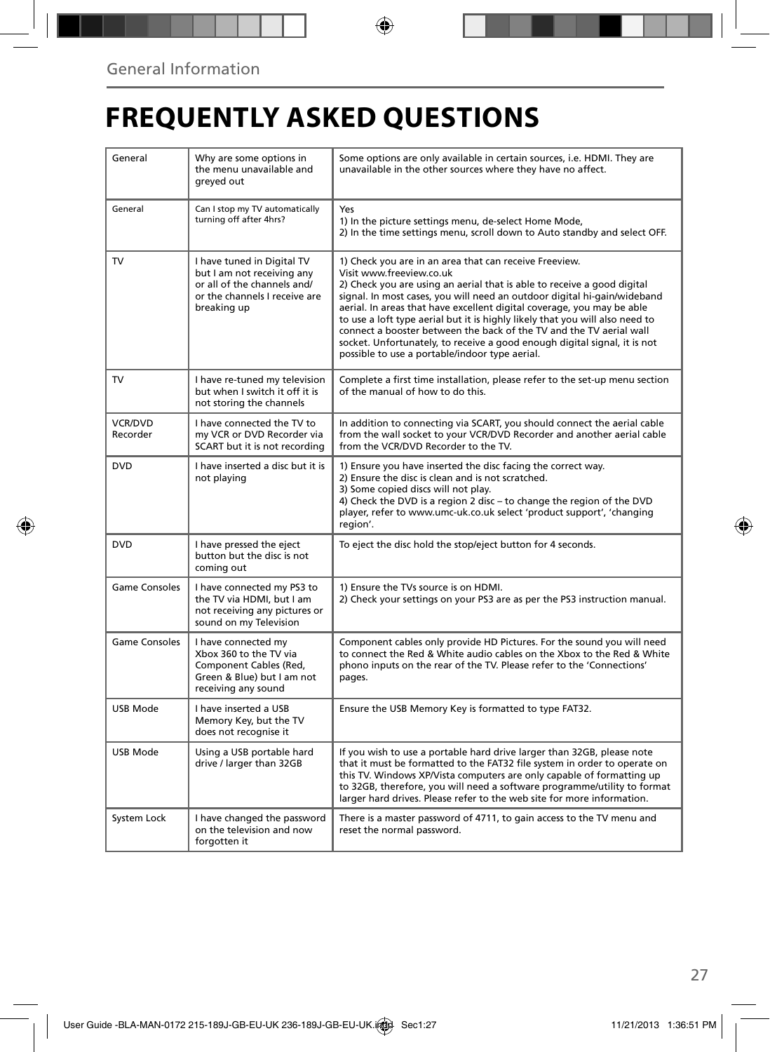## General Information

# FREQUENTLY ASKED QUESTIONS

| | | |
|---|---|---|
| General | Why are some options in the menu unavailable and greyed out | Some options are only available in certain sources, i.e. HDMI. They are unavailable in the other sources where they have no affect. |
| General | Can I stop my TV automatically turning off after 4hrs? | Yes<br>1) In the picture settings menu, de-select Home Mode,<br>2) In the time settings menu, scroll down to Auto standby and select OFF. |
| TV | I have tuned in Digital TV but I am not receiving any or all of the channels and/ or the channels I receive are breaking up | 1) Check you are in an area that can receive Freeview. Visit www.freeview.co.uk<br>2) Check you are using an aerial that is able to receive a good digital signal. In most cases, you will need an outdoor digital hi-gain/wideband aerial. In areas that have excellent digital coverage, you may be able to use a loft type aerial but it is highly likely that you will also need to connect a booster between the back of the TV and the TV aerial wall socket. Unfortunately, to receive a good enough digital signal, it is not possible to use a portable/indoor type aerial. |
| TV | I have re-tuned my television but when I switch it off it is not storing the channels | Complete a first time installation, please refer to the set-up menu section of the manual of how to do this. |
| VCR/DVD Recorder | I have connected the TV to my VCR or DVD Recorder via SCART but it is not recording | In addition to connecting via SCART, you should connect the aerial cable from the wall socket to your VCR/DVD Recorder and another aerial cable from the VCR/DVD Recorder to the TV. |
| DVD | I have inserted a disc but it is not playing | 1) Ensure you have inserted the disc facing the correct way.<br>2) Ensure the disc is clean and is not scratched.<br>3) Some copied discs will not play.<br>4) Check the DVD is a region 2 disc – to change the region of the DVD player, refer to www.umc-uk.co.uk select 'product support', 'changing region'. |
| DVD | I have pressed the eject button but the disc is not coming out | To eject the disc hold the stop/eject button for 4 seconds. |
| Game Consoles | I have connected my PS3 to the TV via HDMI, but I am not receiving any pictures or sound on my Television | 1) Ensure the TVs source is on HDMI.<br>2) Check your settings on your PS3 are as per the PS3 instruction manual. |
| Game Consoles | I have connected my Xbox 360 to the TV via Component Cables (Red, Green & Blue) but I am not receiving any sound | Component cables only provide HD Pictures. For the sound you will need to connect the Red & White audio cables on the Xbox to the Red & White phono inputs on the rear of the TV. Please refer to the 'Connections' pages. |
| USB Mode | I have inserted a USB Memory Key, but the TV does not recognise it | Ensure the USB Memory Key is formatted to type FAT32. |
| USB Mode | Using a USB portable hard drive / larger than 32GB | If you wish to use a portable hard drive larger than 32GB, please note that it must be formatted to the FAT32 file system in order to operate on this TV. Windows XP/Vista computers are only capable of formatting up to 32GB, therefore, you will need a software programme/utility to format larger hard drives. Please refer to the web site for more information. |
| System Lock | I have changed the password on the television and now forgotten it | There is a master password of 4711, to gain access to the TV menu and reset the normal password. |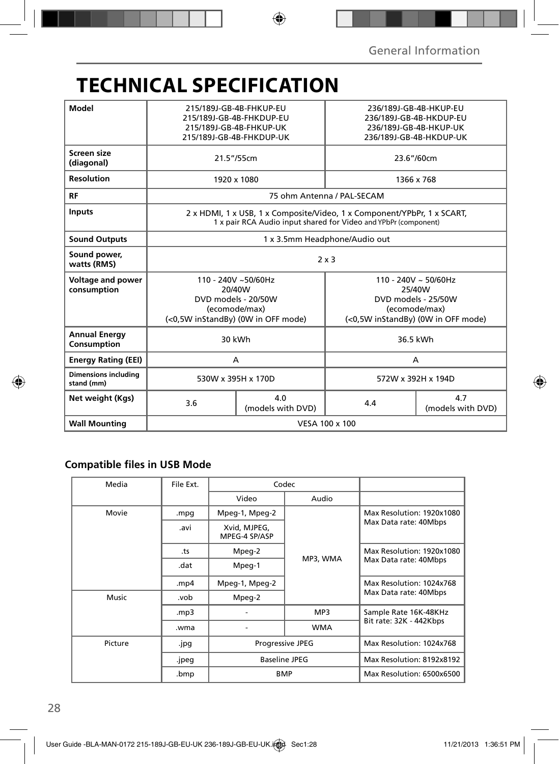# TECHNICAL SPECIFICATION

| Model | 215/189J-GB-4B-FHKUP-EU 215/189J-GB-4B-FHKDUP-EU 215/189J-GB-4B-FHKUP-UK 215/189J-GB-4B-FHKDUP-UK | | 236/189J-GB-4B-HKUP-EU 236/189J-GB-4B-HKDUP-EU 236/189J-GB-4B-HKUP-UK 236/189J-GB-4B-HKDUP-UK | |
|---|---|---|---|---|
| Screen size (diagonal) | 21.5"/55cm | | 23.6"/60cm | |
| Resolution | 1920 x 1080 | | 1366 x 768 | |
| RF | 75 ohm Antenna / PAL-SECAM | | | |
| Inputs | 2 x HDMI, 1 x USB, 1 x Composite/Video, 1 x Component/YPbPr, 1 x SCART, 1 x pair RCA Audio input shared for Video and YPbPr (component) | | | |
| Sound Outputs | 1 x 3.5mm Headphone/Audio out | | | |
| Sound power, watts (RMS) | 2 x 3 | | | |
| Voltage and power consumption | 110 - 240V ~50/60Hz 20/40W DVD models - 20/50W (ecomode/max) (<0,5W inStandBy) (0W in OFF mode) | | 110 - 240V ~ 50/60Hz 25/40W DVD models - 25/50W (ecomode/max) (<0,5W inStandBy) (0W in OFF mode) | |
| Annual Energy Consumption | 30 kWh | | 36.5 kWh | |
| Energy Rating (EEI) | A | | A | |
| Dimensions including stand (mm) | 530W x 395H x 170D | | 572W x 392H x 194D | |
| Net weight (Kgs) | 3.6 | 4.0 (models with DVD) | 4.4 | 4.7 (models with DVD) |
| Wall Mounting | VESA 100 x 100 | | | |

## Compatible files in USB Mode

| Media | File Ext. | Codec | | |
|---|---|---|---|---|
| | | Video | Audio | |
| Movie | .mpg | Mpeg-1, Mpeg-2 | MP3, WMA | Max Resolution: 1920x1080 Max Data rate: 40Mbps |
| | .avi | Xvid, MJPEG, MPEG-4 SP/ASP | | |
| | .ts | Mpeg-2 | | Max Resolution: 1920x1080 Max Data rate: 40Mbps |
| | .dat | Mpeg-1 | | |
| | .mp4 | Mpeg-1, Mpeg-2 | | Max Resolution: 1024x768 Max Data rate: 40Mbps |
| Music | .vob | Mpeg-2 | | |
| | .mp3 | - | MP3 | Sample Rate 16K-48KHz Bit rate: 32K - 442Kbps |
| | .wma | - | WMA | |
| Picture | .jpg | Progressive JPEG | | Max Resolution: 1024x768 |
| | .jpeg | Baseline JPEG | | Max Resolution: 8192x8192 |
| | .bmp | BMP | | Max Resolution: 6500x6500 |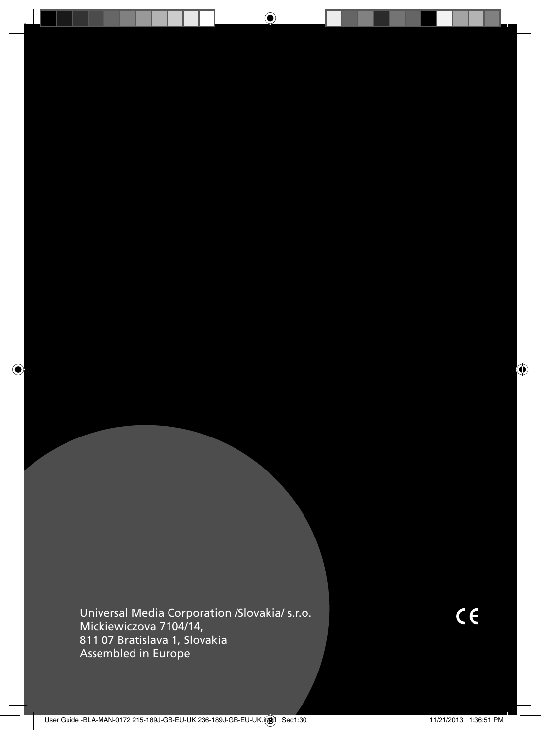Universal Media Corporation /Slovakia/ s.r.o.
Mickiewiczova 7104/14,
811 07 Bratislava 1, Slovakia
Assembled in Europe

CE